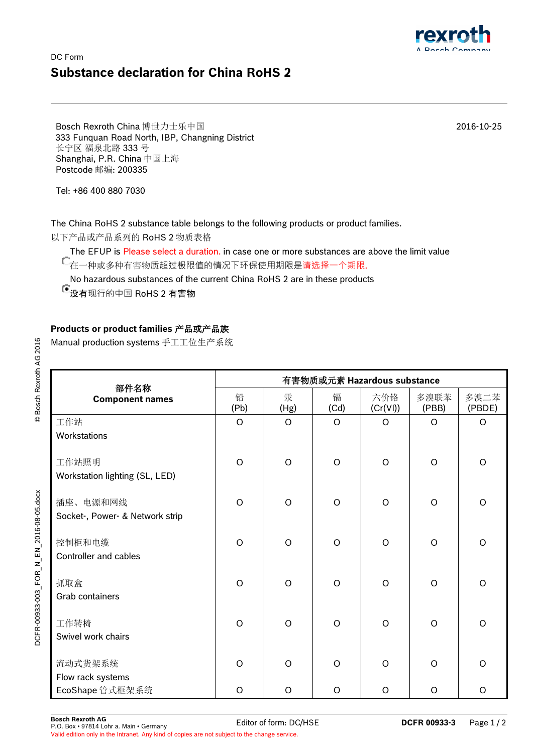DC Form

# Substance declaration for China RoHS 2

Bosch Rexroth China 博世力士乐中国
333 Funquan Road North, IBP, Changning District
长宁区 福泉北路 333 号
Shanghai, P.R. China 中国上海
Postcode 邮编: 200335

2016-10-25

Tel: +86 400 880 7030

The China RoHS 2 substance table belongs to the following products or product families.
以下产品或产品系列的 RoHS 2 物质表格

- [ ] The EFUP is Please select a duration. in case one or more substances are above the limit value
在一种或多种有害物质超过极限值的情况下环保使用期限是请选择一个期限.
- [x] No hazardous substances of the current China RoHS 2 are in these products
没有现行的中国 RoHS 2 有害物

**Products or product families 产品或产品族**

Manual production systems 手工工位生产系统

| 部件名称 Component names | 有害物质或元素 Hazardous substance | | | | | |
|---|---|---|---|---|---|---|
| | 铅 (Pb) | 汞 (Hg) | 镉 (Cd) | 六价铬 (Cr(VI)) | 多溴联苯 (PBB) | 多溴二苯 (PBDE) |
| 工作站 Workstations | O | O | O | O | O | O |
| 工作站照明 Workstation lighting (SL, LED) | O | O | O | O | O | O |
| 插座、电源和网线 Socket-, Power- & Network strip | O | O | O | O | O | O |
| 控制柜和电缆 Controller and cables | O | O | O | O | O | O |
| 抓取盒 Grab containers | O | O | O | O | O | O |
| 工作转椅 Swivel work chairs | O | O | O | O | O | O |
| 流动式货架系统 Flow rack systems | O | O | O | O | O | O |
| EcoShape 管式框架系统 | O | O | O | O | O | O |

**Bosch Rexroth AG**
P.O. Box • 97814 Lohr a. Main • Germany
Valid edition only in the Intranet. Any kind of copies are not subject to the change service.

Editor of form: DC/HSE

**DCFR 00933-3**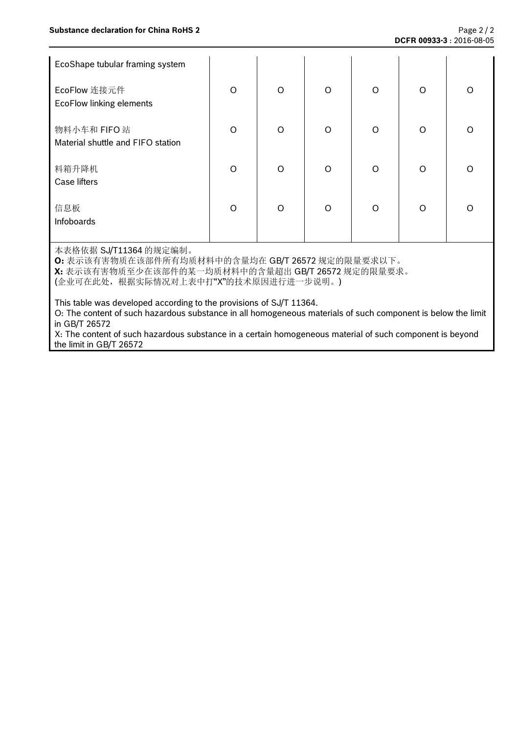| | | | | | | |
|---|---|---|---|---|---|---|
| EcoShape tubular framing system | | | | | | |
| EcoFlow 连接元件<br>EcoFlow linking elements | O | O | O | O | O | O |
| 物料小车和 FIFO 站<br>Material shuttle and FIFO station | O | O | O | O | O | O |
| 料箱升降机<br>Case lifters | O | O | O | O | O | O |
| 信息板<br>Infoboards | O | O | O | O | O | O |

本表格依据 SJ/T11364 的规定编制。
**O:** 表示该有害物质在该部件所有均质材料中的含量均在 GB/T 26572 规定的限量要求以下。
**X:** 表示该有害物质至少在该部件的某一均质材料中的含量超出 GB/T 26572 规定的限量要求。
(企业可在此处，根据实际情况对上表中打“X”的技术原因进行进一步说明。)

This table was developed according to the provisions of SJ/T 11364.
O: The content of such hazardous substance in all homogeneous materials of such component is below the limit in GB/T 26572
X: The content of such hazardous substance in a certain homogeneous material of such component is beyond the limit in GB/T 26572